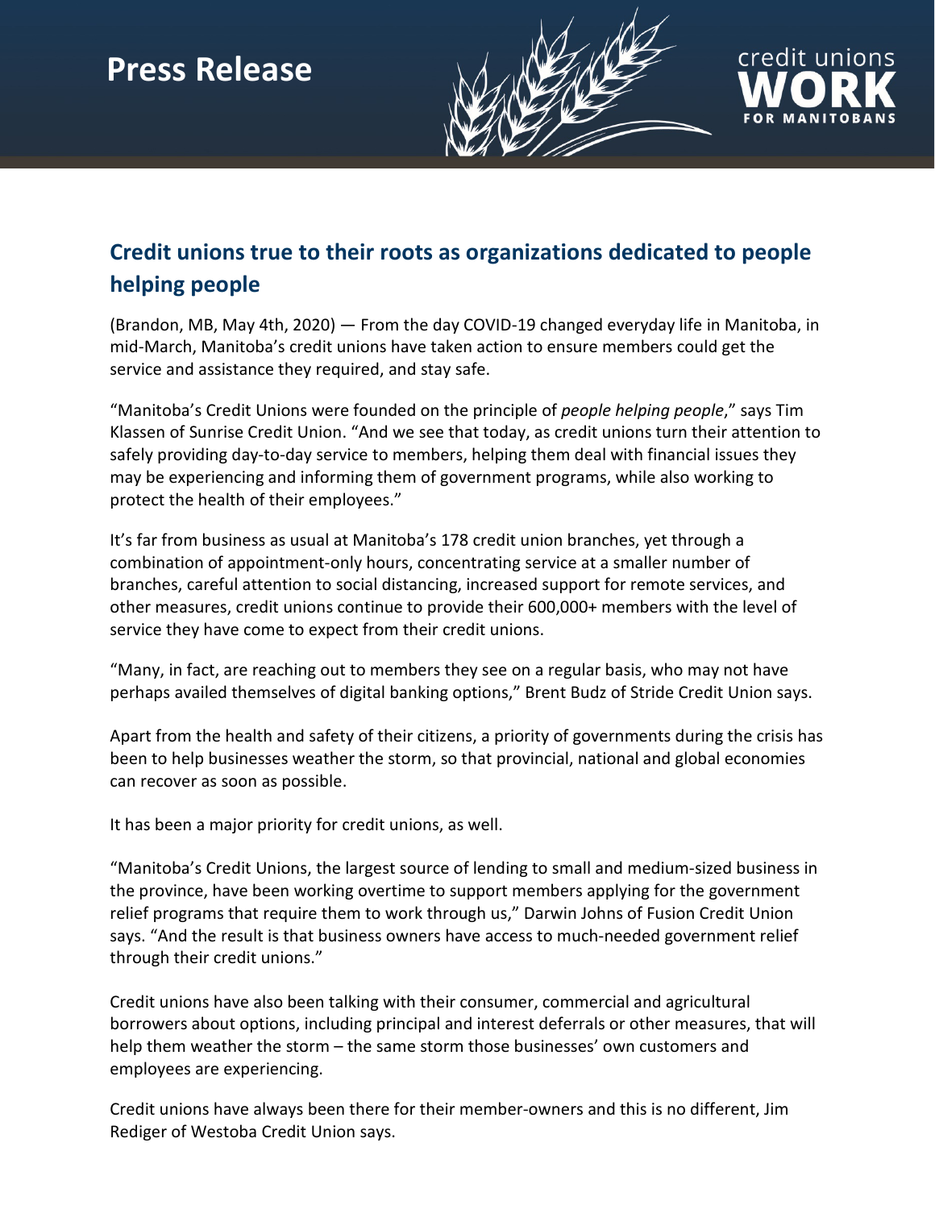# Press Release

credit unions **WORK** FOR MANITOBANS

## Credit unions true to their roots as organizations dedicated to people helping people

(Brandon, MB, May 4th, 2020) — From the day COVID-19 changed everyday life in Manitoba, in mid-March, Manitoba's credit unions have taken action to ensure members could get the service and assistance they required, and stay safe.

"Manitoba's Credit Unions were founded on the principle of *people helping people*," says Tim Klassen of Sunrise Credit Union. "And we see that today, as credit unions turn their attention to safely providing day-to-day service to members, helping them deal with financial issues they may be experiencing and informing them of government programs, while also working to protect the health of their employees."

It's far from business as usual at Manitoba's 178 credit union branches, yet through a combination of appointment-only hours, concentrating service at a smaller number of branches, careful attention to social distancing, increased support for remote services, and other measures, credit unions continue to provide their 600,000+ members with the level of service they have come to expect from their credit unions.

"Many, in fact, are reaching out to members they see on a regular basis, who may not have perhaps availed themselves of digital banking options," Brent Budz of Stride Credit Union says.

Apart from the health and safety of their citizens, a priority of governments during the crisis has been to help businesses weather the storm, so that provincial, national and global economies can recover as soon as possible.

It has been a major priority for credit unions, as well.

"Manitoba's Credit Unions, the largest source of lending to small and medium-sized business in the province, have been working overtime to support members applying for the government relief programs that require them to work through us," Darwin Johns of Fusion Credit Union says. "And the result is that business owners have access to much-needed government relief through their credit unions."

Credit unions have also been talking with their consumer, commercial and agricultural borrowers about options, including principal and interest deferrals or other measures, that will help them weather the storm – the same storm those businesses' own customers and employees are experiencing.

Credit unions have always been there for their member-owners and this is no different, Jim Rediger of Westoba Credit Union says.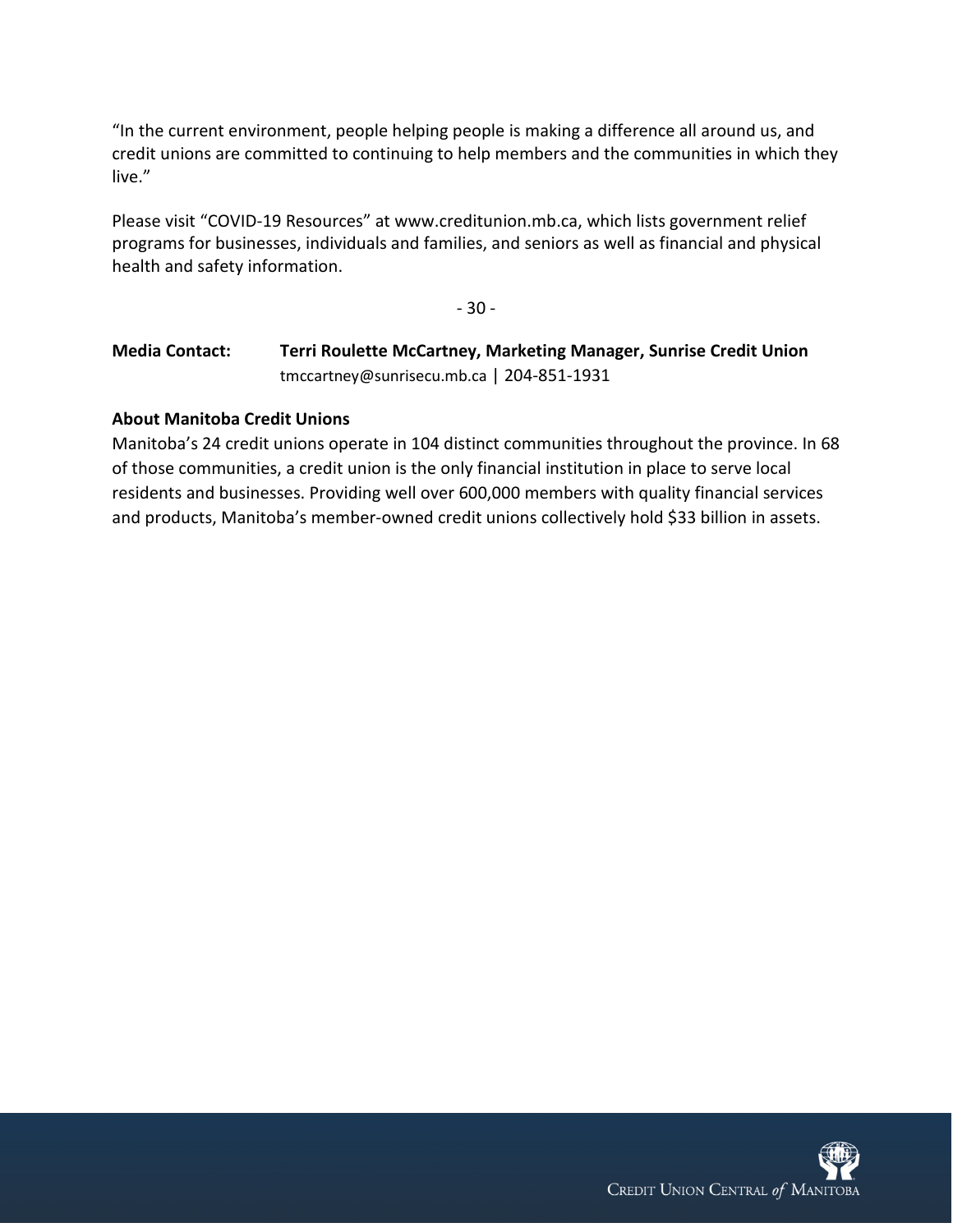"In the current environment, people helping people is making a difference all around us, and credit unions are committed to continuing to help members and the communities in which they live."

Please visit "COVID-19 Resources" at www.creditunion.mb.ca, which lists government relief programs for businesses, individuals and families, and seniors as well as financial and physical health and safety information.

- 30 -

**Media Contact:** **Terri Roulette McCartney, Marketing Manager, Sunrise Credit Union**
tmccartney@sunrisecu.mb.ca | 204-851-1931

**About Manitoba Credit Unions**

Manitoba's 24 credit unions operate in 104 distinct communities throughout the province. In 68 of those communities, a credit union is the only financial institution in place to serve local residents and businesses. Providing well over 600,000 members with quality financial services and products, Manitoba's member-owned credit unions collectively hold $33 billion in assets.